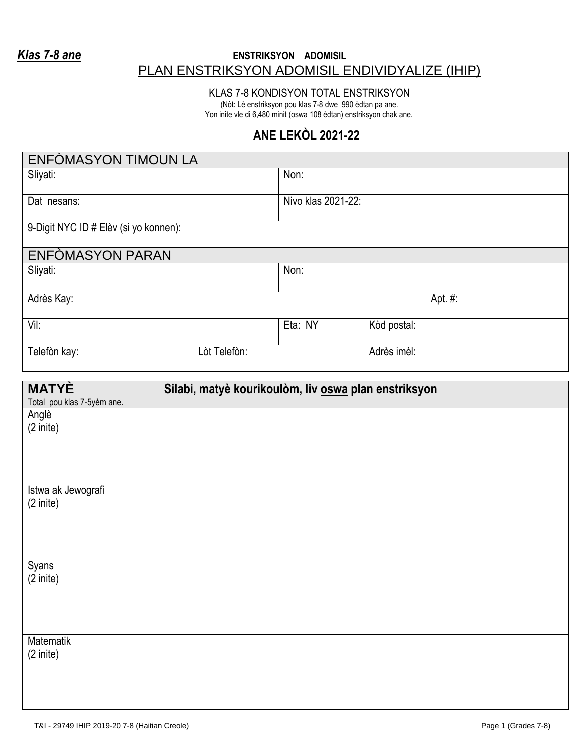*Klas 7-8 ane*

**ENSTRIKSYON ADOMISIL**

# PLAN ENSTRIKSYON ADOMISIL ENDIVIDYALIZE (IHIP)

KLAS 7-8 KONDISYON TOTAL ENSTRIKSYON

(Nòt: Lè enstriksyon pou klas 7-8 dwe 990 èdtan pa ane.
Yon inite vle di 6,480 minit (oswa 108 èdtan) enstriksyon chak ane.

## ANE LEKÒL 2021-22

| ENFÒMASYON TIMOUN LA | |
|---|---|
| Sliyati: | Non: |
| Dat nesans: | Nivo klas 2021-22: |
| 9-Digit NYC ID # Elèv (si yo konnen): | |

| ENFÒMASYON PARAN | | |
|---|---|---|
| Sliyati: | Non: | |
| Adrès Kay: | | Apt. #: |
| Vil: | Eta: NY | Kòd postal: |
| Telefòn kay: | Lòt Telefòn: | Adrès imèl: |

| **MATYÈ**<br>Total pou klas 7-5yèm ane. | **Silabi, matyè kourikoulòm, liv oswa plan enstriksyon** |
|---|---|
| Anglè<br>(2 inite) | |
| Istwa ak Jewografi<br>(2 inite) | |
| Syans<br>(2 inite) | |
| Matematik<br>(2 inite) | |

T&I - 29749 IHIP 2019-20 7-8 (Haitian Creole)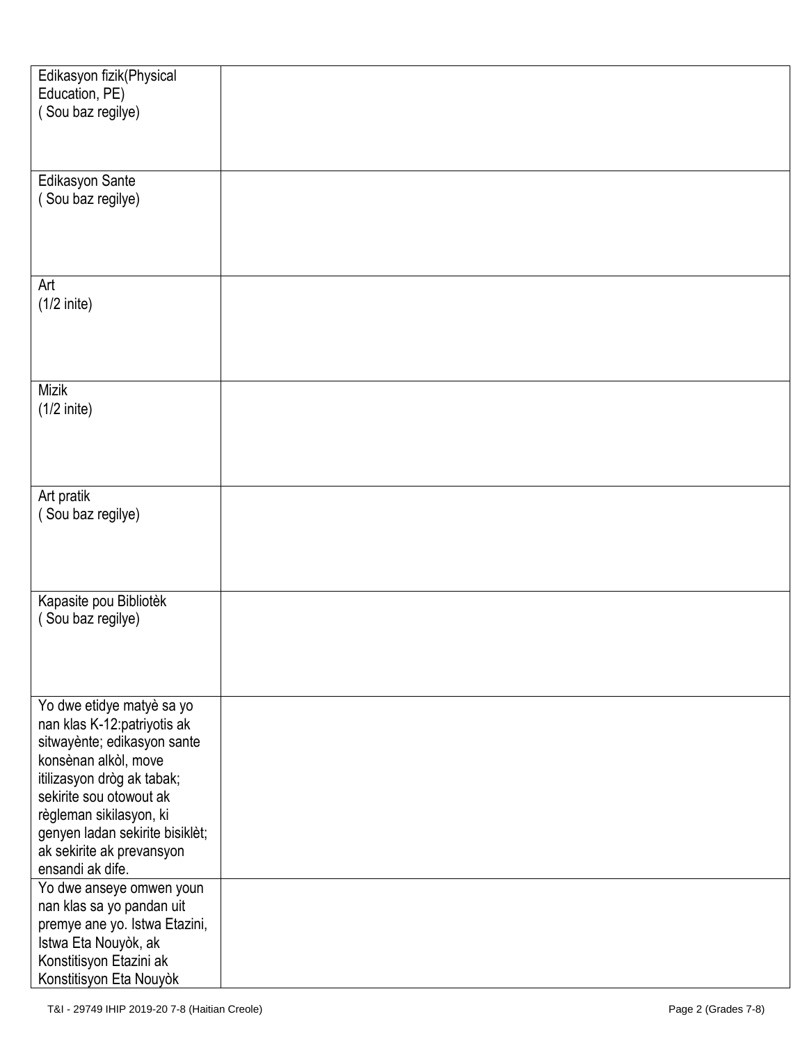| | |
|---|---|
| Edikasyon fizik(Physical Education, PE)<br>( Sou baz regilye) | |
| Edikasyon Sante<br>( Sou baz regilye) | |
| Art<br>(1/2 inite) | |
| Mizik<br>(1/2 inite) | |
| Art pratik<br>( Sou baz regilye) | |
| Kapasite pou Bibliotèk<br>( Sou baz regilye) | |
| Yo dwe etidye matyè sa yo nan klas K-12:patriyotis ak sitwayènte; edikasyon sante konsènan alkòl, move itilizasyon dròg ak tabak; sekirite sou otowout ak règleman sikilasyon, ki genyen ladan sekirite bisiklèt; ak sekirite ak prevansyon ensandi ak dife. | |
| Yo dwe anseye omwen youn nan klas sa yo pandan uit premye ane yo. Istwa Etazini, Istwa Eta Nouyòk, ak Konstitisyon Etazini ak Konstitisyon Eta Nouyòk | |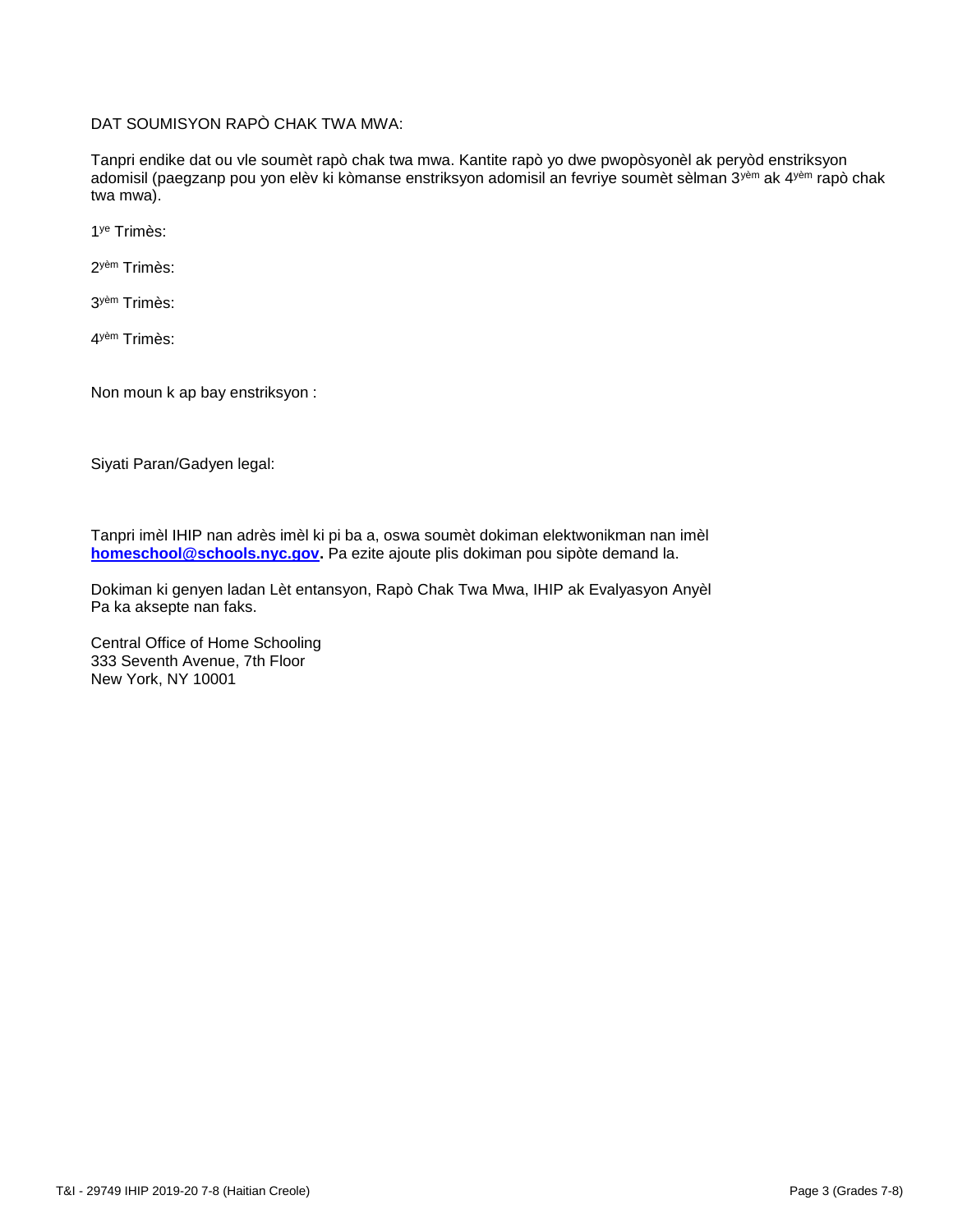DAT SOUMISYON RAPÒ CHAK TWA MWA:

Tanpri endike dat ou vle soumèt rapò chak twa mwa. Kantite rapò yo dwe pwopòsyonèl ak peryòd enstriksyon adomisil (paegzanp pou yon elèv ki kòmanse enstriksyon adomisil an fevriye soumèt sèlman 3yèm ak 4yèm rapò chak twa mwa).

1ye Trimès:

2yèm Trimès:

3yèm Trimès:

4yèm Trimès:

Non moun k ap bay enstriksyon :

Siyati Paran/Gadyen legal:

Tanpri imèl IHIP nan adrès imèl ki pi ba a, oswa soumèt dokiman elektwonikman nan imèl **homeschool@schools.nyc.gov.** Pa ezite ajoute plis dokiman pou sipòte demand la.

Dokiman ki genyen ladan Lèt entansyon, Rapò Chak Twa Mwa, IHIP ak Evalyasyon Anyèl
Pa ka aksepte nan faks.

Central Office of Home Schooling
333 Seventh Avenue, 7th Floor
New York, NY 10001